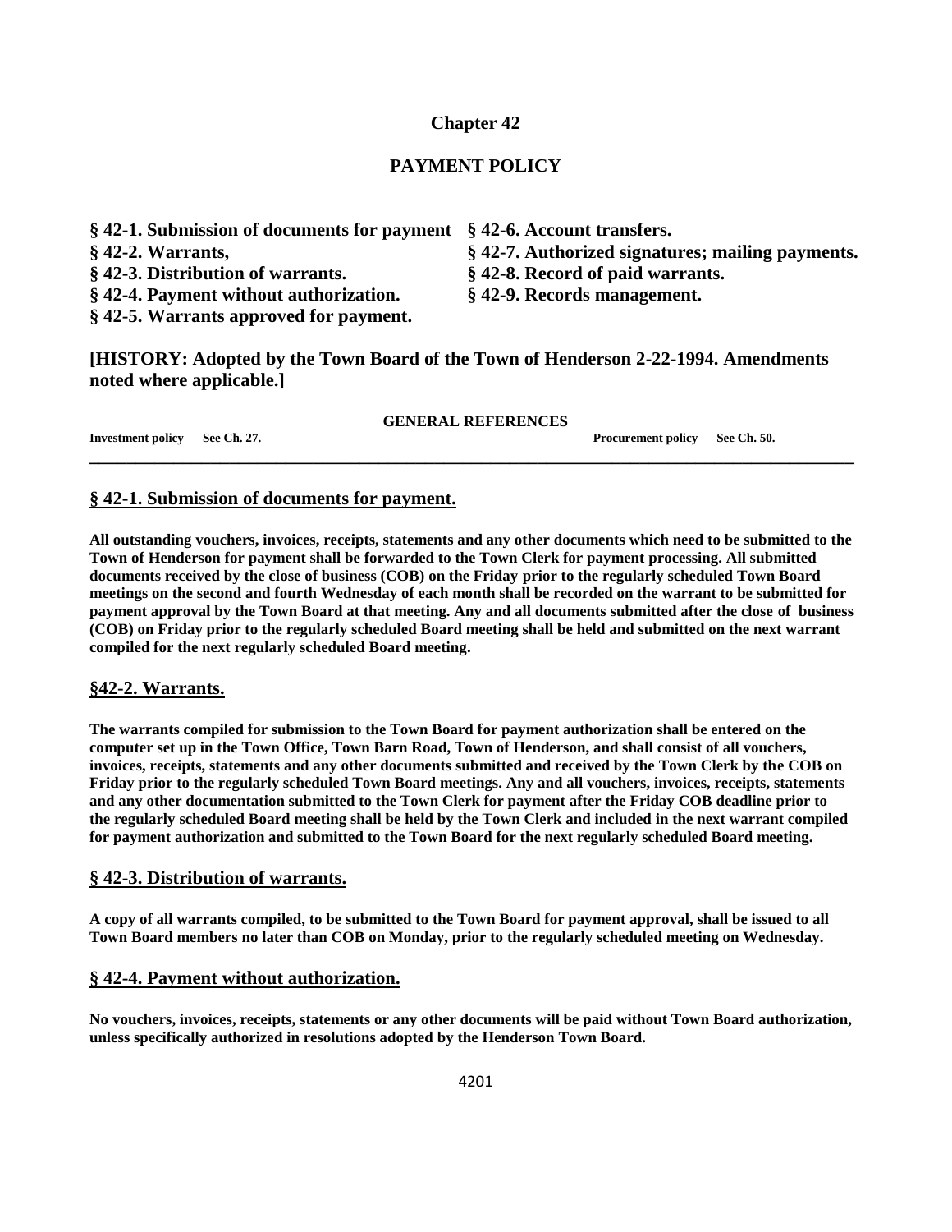# Chapter 42

## PAYMENT POLICY

**§ 42-1. Submission of documents for payment**
**§ 42-2. Warrants,**
**§ 42-3. Distribution of warrants.**
**§ 42-4. Payment without authorization.**
**§ 42-5. Warrants approved for payment.**
**§ 42-6. Account transfers.**
**§ 42-7. Authorized signatures; mailing payments.**
**§ 42-8. Record of paid warrants.**
**§ 42-9. Records management.**

**[HISTORY: Adopted by the Town Board of the Town of Henderson 2-22-1994. Amendments noted where applicable.]**

**GENERAL REFERENCES**

**Investment policy — See Ch. 27.**

**Procurement policy — See Ch. 50.**

---

### § 42-1. Submission of documents for payment.

**All outstanding vouchers, invoices, receipts, statements and any other documents which need to be submitted to the Town of Henderson for payment shall be forwarded to the Town Clerk for payment processing. All submitted documents received by the close of business (COB) on the Friday prior to the regularly scheduled Town Board meetings on the second and fourth Wednesday of each month shall be recorded on the warrant to be submitted for payment approval by the Town Board at that meeting. Any and all documents submitted after the close of business (COB) on Friday prior to the regularly scheduled Board meeting shall be held and submitted on the next warrant compiled for the next regularly scheduled Board meeting.**

### §42-2. Warrants.

**The warrants compiled for submission to the Town Board for payment authorization shall be entered on the computer set up in the Town Office, Town Barn Road, Town of Henderson, and shall consist of all vouchers, invoices, receipts, statements and any other documents submitted and received by the Town Clerk by the COB on Friday prior to the regularly scheduled Town Board meetings. Any and all vouchers, invoices, receipts, statements and any other documentation submitted to the Town Clerk for payment after the Friday COB deadline prior to the regularly scheduled Board meeting shall be held by the Town Clerk and included in the next warrant compiled for payment authorization and submitted to the Town Board for the next regularly scheduled Board meeting.**

### § 42-3. Distribution of warrants.

**A copy of all warrants compiled, to be submitted to the Town Board for payment approval, shall be issued to all Town Board members no later than COB on Monday, prior to the regularly scheduled meeting on Wednesday.**

### § 42-4. Payment without authorization.

**No vouchers, invoices, receipts, statements or any other documents will be paid without Town Board authorization, unless specifically authorized in resolutions adopted by the Henderson Town Board.**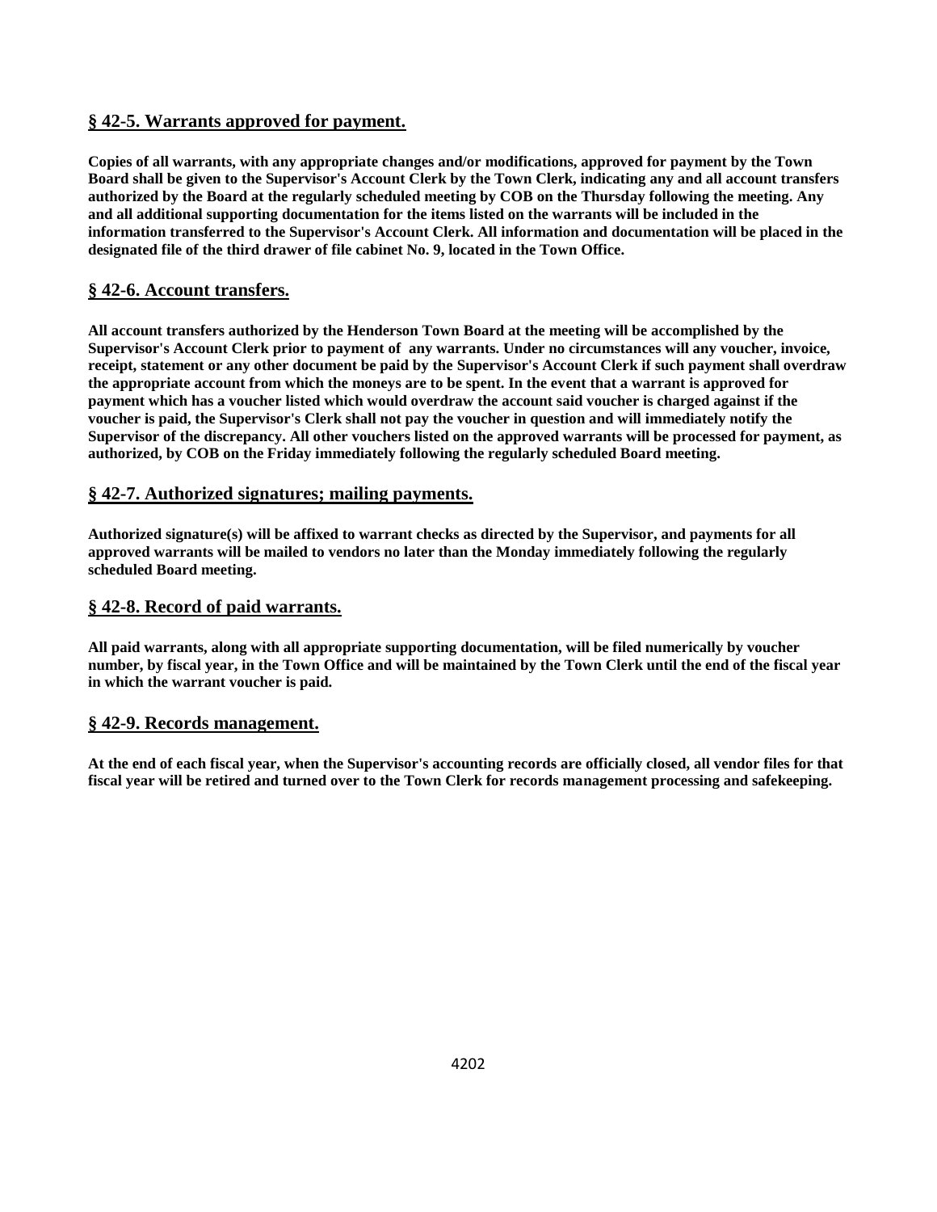## § 42-5. Warrants approved for payment.

**Copies of all warrants, with any appropriate changes and/or modifications, approved for payment by the Town Board shall be given to the Supervisor's Account Clerk by the Town Clerk, indicating any and all account transfers authorized by the Board at the regularly scheduled meeting by COB on the Thursday following the meeting. Any and all additional supporting documentation for the items listed on the warrants will be included in the information transferred to the Supervisor's Account Clerk. All information and documentation will be placed in the designated file of the third drawer of file cabinet No. 9, located in the Town Office.**

## § 42-6. Account transfers.

**All account transfers authorized by the Henderson Town Board at the meeting will be accomplished by the Supervisor's Account Clerk prior to payment of any warrants. Under no circumstances will any voucher, invoice, receipt, statement or any other document be paid by the Supervisor's Account Clerk if such payment shall overdraw the appropriate account from which the moneys are to be spent. In the event that a warrant is approved for payment which has a voucher listed which would overdraw the account said voucher is charged against if the voucher is paid, the Supervisor's Clerk shall not pay the voucher in question and will immediately notify the Supervisor of the discrepancy. All other vouchers listed on the approved warrants will be processed for payment, as authorized, by COB on the Friday immediately following the regularly scheduled Board meeting.**

## § 42-7. Authorized signatures; mailing payments.

**Authorized signature(s) will be affixed to warrant checks as directed by the Supervisor, and payments for all approved warrants will be mailed to vendors no later than the Monday immediately following the regularly scheduled Board meeting.**

## § 42-8. Record of paid warrants.

**All paid warrants, along with all appropriate supporting documentation, will be filed numerically by voucher number, by fiscal year, in the Town Office and will be maintained by the Town Clerk until the end of the fiscal year in which the warrant voucher is paid.**

## § 42-9. Records management.

**At the end of each fiscal year, when the Supervisor's accounting records are officially closed, all vendor files for that fiscal year will be retired and turned over to the Town Clerk for records management processing and safekeeping.**